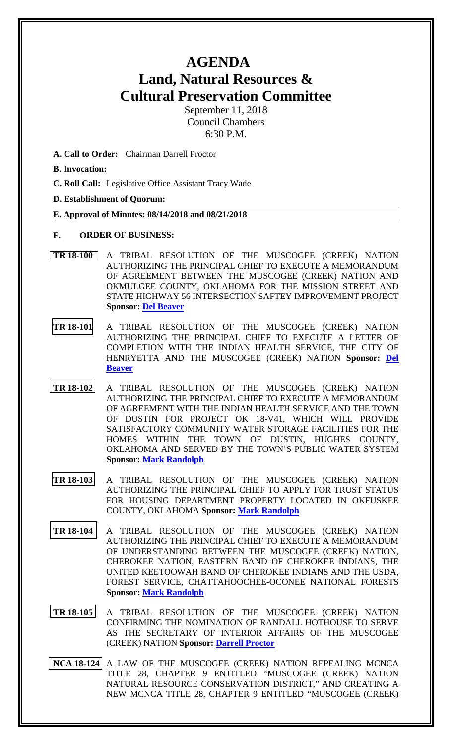# AGENDA

# Land, Natural Resources & Cultural Preservation Committee

September 11, 2018
Council Chambers
6:30 P.M.

**A. Call to Order:** Chairman Darrell Proctor

**B. Invocation:**

**C. Roll Call:** Legislative Office Assistant Tracy Wade

**D. Establishment of Quorum:**

**E. Approval of Minutes: 08/14/2018 and 08/21/2018**

**F. ORDER OF BUSINESS:**

**TR 18-100** A TRIBAL RESOLUTION OF THE MUSCOGEE (CREEK) NATION AUTHORIZING THE PRINCIPAL CHIEF TO EXECUTE A MEMORANDUM OF AGREEMENT BETWEEN THE MUSCOGEE (CREEK) NATION AND OKMULGEE COUNTY, OKLAHOMA FOR THE MISSION STREET AND STATE HIGHWAY 56 INTERSECTION SAFTEY IMPROVEMENT PROJECT **Sponsor: Del Beaver**

**TR 18-101** A TRIBAL RESOLUTION OF THE MUSCOGEE (CREEK) NATION AUTHORIZING THE PRINCIPAL CHIEF TO EXECUTE A LETTER OF COMPLETION WITH THE INDIAN HEALTH SERVICE, THE CITY OF HENRYETTA AND THE MUSCOGEE (CREEK) NATION **Sponsor: Del Beaver**

**TR 18-102** A TRIBAL RESOLUTION OF THE MUSCOGEE (CREEK) NATION AUTHORIZING THE PRINCIPAL CHIEF TO EXECUTE A MEMORANDUM OF AGREEMENT WITH THE INDIAN HEALTH SERVICE AND THE TOWN OF DUSTIN FOR PROJECT OK 18-V41, WHICH WILL PROVIDE SATISFACTORY COMMUNITY WATER STORAGE FACILITIES FOR THE HOMES WITHIN THE TOWN OF DUSTIN, HUGHES COUNTY, OKLAHOMA AND SERVED BY THE TOWN'S PUBLIC WATER SYSTEM **Sponsor: Mark Randolph**

**TR 18-103** A TRIBAL RESOLUTION OF THE MUSCOGEE (CREEK) NATION AUTHORIZING THE PRINCIPAL CHIEF TO APPLY FOR TRUST STATUS FOR HOUSING DEPARTMENT PROPERTY LOCATED IN OKFUSKEE COUNTY, OKLAHOMA **Sponsor: Mark Randolph**

**TR 18-104** A TRIBAL RESOLUTION OF THE MUSCOGEE (CREEK) NATION AUTHORIZING THE PRINCIPAL CHIEF TO EXECUTE A MEMORANDUM OF UNDERSTANDING BETWEEN THE MUSCOGEE (CREEK) NATION, CHEROKEE NATION, EASTERN BAND OF CHEROKEE INDIANS, THE UNITED KEETOOWAH BAND OF CHEROKEE INDIANS AND THE USDA, FOREST SERVICE, CHATTAHOOCHEE-OCONEE NATIONAL FORESTS **Sponsor: Mark Randolph**

**TR 18-105** A TRIBAL RESOLUTION OF THE MUSCOGEE (CREEK) NATION CONFIRMING THE NOMINATION OF RANDALL HOTHOUSE TO SERVE AS THE SECRETARY OF INTERIOR AFFAIRS OF THE MUSCOGEE (CREEK) NATION **Sponsor: Darrell Proctor**

**NCA 18-124** A LAW OF THE MUSCOGEE (CREEK) NATION REPEALING MCNCA TITLE 28, CHAPTER 9 ENTITLED "MUSCOGEE (CREEK) NATION NATURAL RESOURCE CONSERVATION DISTRICT," AND CREATING A NEW MCNCA TITLE 28, CHAPTER 9 ENTITLED "MUSCOGEE (CREEK)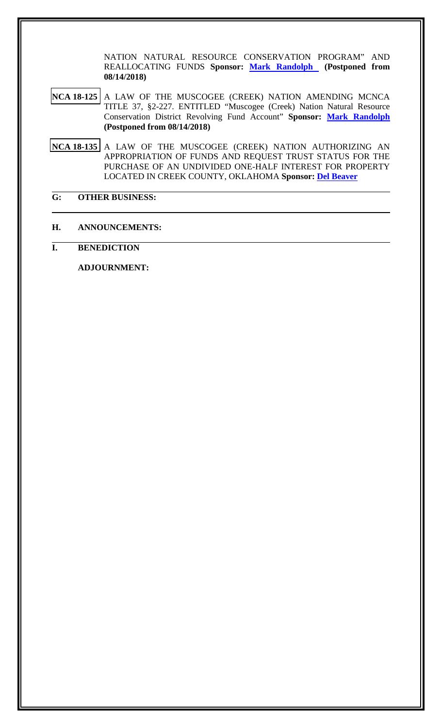NATION NATURAL RESOURCE CONSERVATION PROGRAM" AND REALLOCATING FUNDS **Sponsor: Mark Randolph (Postponed from 08/14/2018)**

**NCA 18-125** A LAW OF THE MUSCOGEE (CREEK) NATION AMENDING MCNCA TITLE 37, §2-227. ENTITLED "Muscogee (Creek) Nation Natural Resource Conservation District Revolving Fund Account" **Sponsor: Mark Randolph (Postponed from 08/14/2018)**

**NCA 18-135** A LAW OF THE MUSCOGEE (CREEK) NATION AUTHORIZING AN APPROPRIATION OF FUNDS AND REQUEST TRUST STATUS FOR THE PURCHASE OF AN UNDIVIDED ONE-HALF INTEREST FOR PROPERTY LOCATED IN CREEK COUNTY, OKLAHOMA **Sponsor: Del Beaver**

## G: OTHER BUSINESS:

## H. ANNOUNCEMENTS:

## I. BENEDICTION

**ADJOURNMENT:**